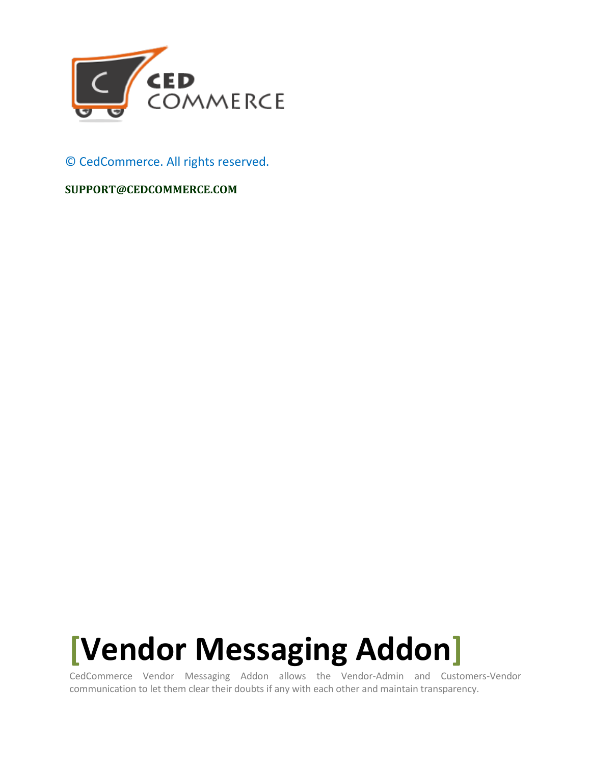© CedCommerce. All rights reserved.

**SUPPORT@CEDCOMMERCE.COM**

# [Vendor Messaging Addon]

CedCommerce Vendor Messaging Addon allows the Vendor-Admin and Customers-Vendor communication to let them clear their doubts if any with each other and maintain transparency.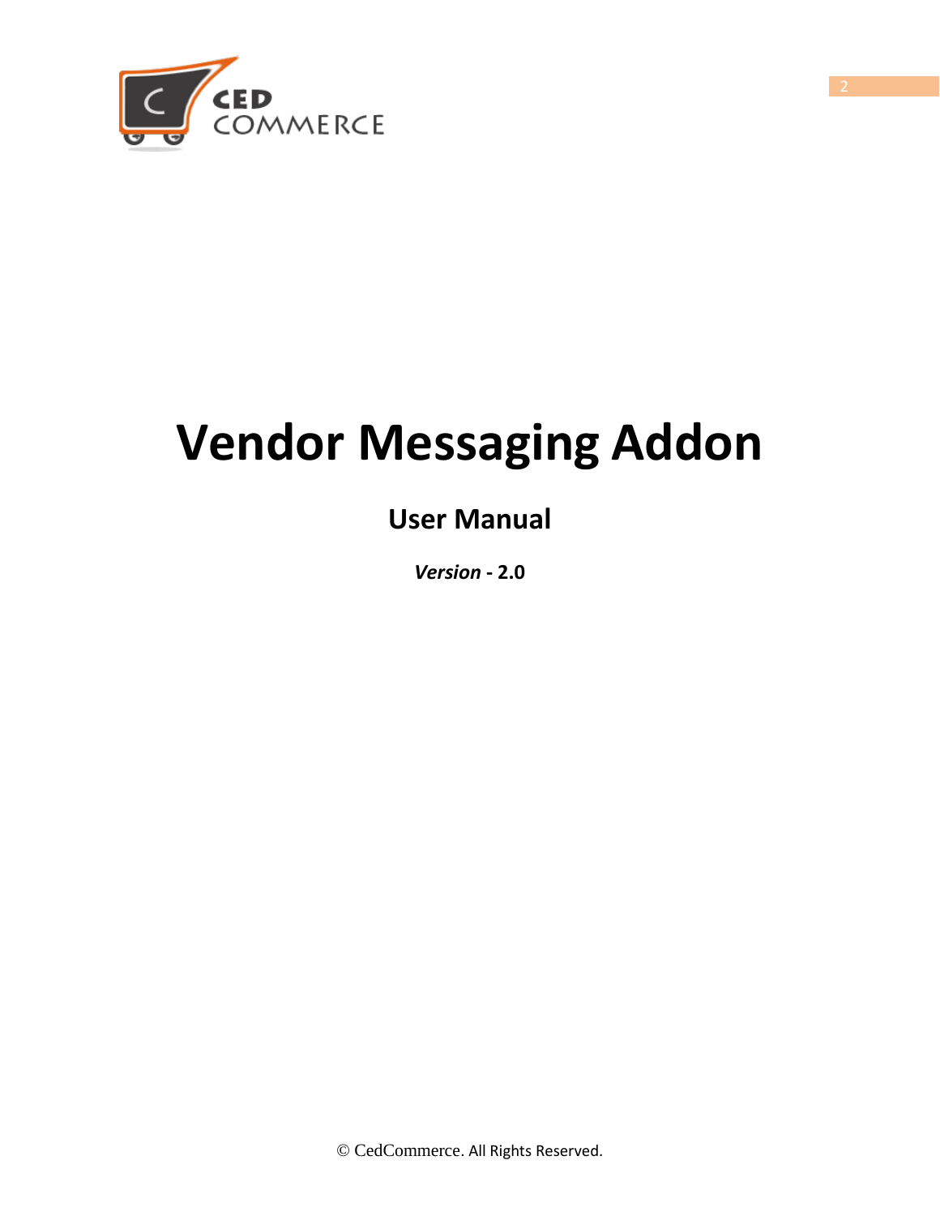# Vendor Messaging Addon

## User Manual

***Version* - 2.0**

© CedCommerce. All Rights Reserved.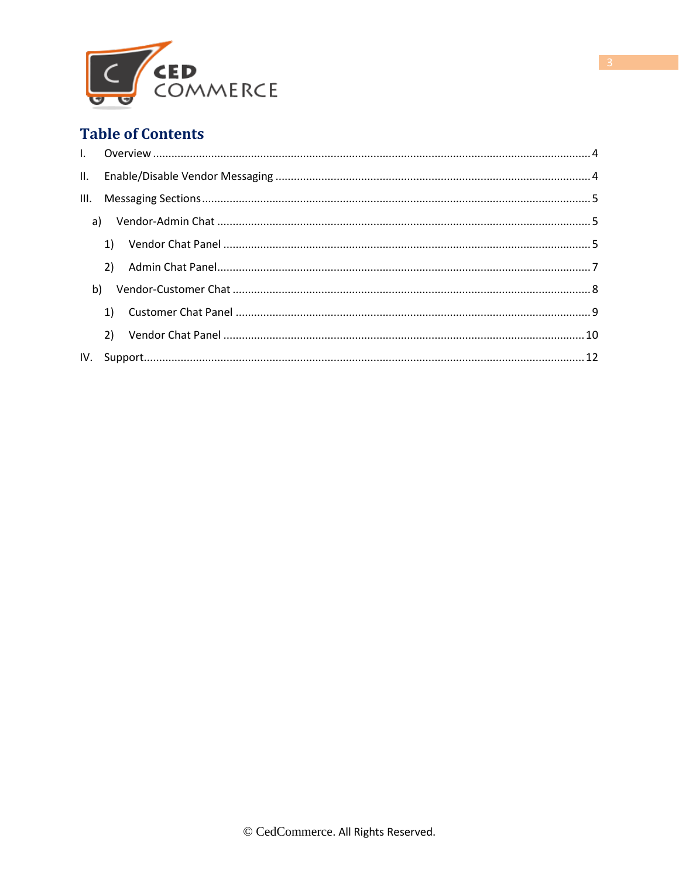## Table of Contents

I. Overview ........................................................................................................ 4

II. Enable/Disable Vendor Messaging ................................................................ 4

III. Messaging Sections ........................................................................................ 5

- a) Vendor-Admin Chat .................................................................................. 5
  - 1) Vendor Chat Panel ................................................................................ 5
  - 2) Admin Chat Panel .................................................................................. 7
- b) Vendor-Customer Chat .............................................................................. 8
  - 1) Customer Chat Panel ............................................................................ 9
  - 2) Vendor Chat Panel ................................................................................ 10

IV. Support ......................................................................................................... 12

© CedCommerce. All Rights Reserved.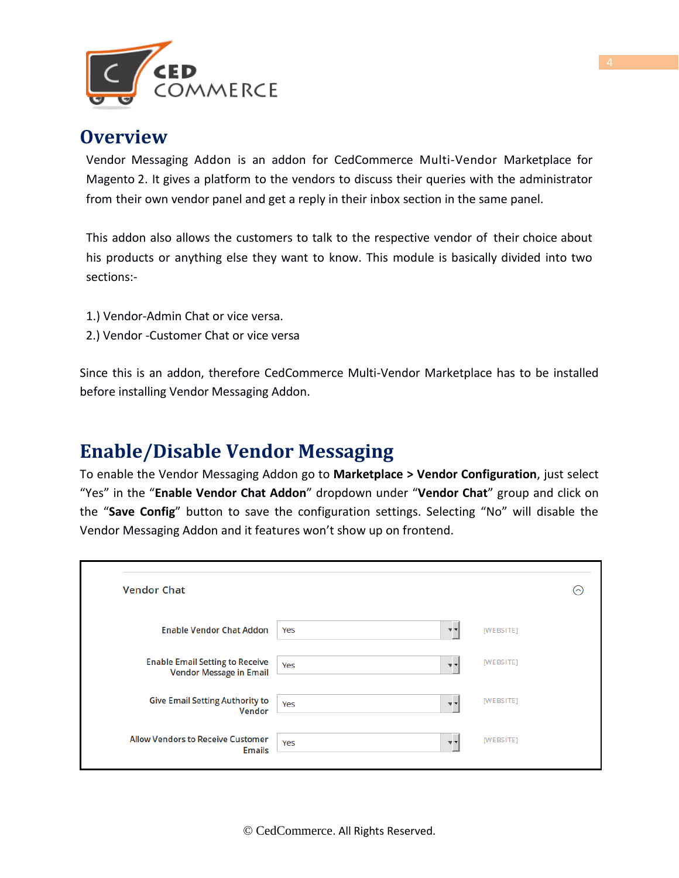# Overview

Vendor Messaging Addon is an addon for CedCommerce Multi-Vendor Marketplace for Magento 2. It gives a platform to the vendors to discuss their queries with the administrator from their own vendor panel and get a reply in their inbox section in the same panel.

This addon also allows the customers to talk to the respective vendor of their choice about his products or anything else they want to know. This module is basically divided into two sections:-

1.) Vendor-Admin Chat or vice versa.
2.) Vendor -Customer Chat or vice versa

Since this is an addon, therefore CedCommerce Multi-Vendor Marketplace has to be installed before installing Vendor Messaging Addon.

# Enable/Disable Vendor Messaging

To enable the Vendor Messaging Addon go to **Marketplace > Vendor Configuration**, just select "Yes" in the "**Enable Vendor Chat Addon**" dropdown under "**Vendor Chat**" group and click on the "**Save Config**" button to save the configuration settings. Selecting "No" will disable the Vendor Messaging Addon and it features won't show up on frontend.

**Vendor Chat**

| Setting | Value | Scope |
| --- | --- | --- |
| Enable Vendor Chat Addon | Yes | [WEBSITE] |
| Enable Email Setting to Receive Vendor Message in Email | Yes | [WEBSITE] |
| Give Email Setting Authority to Vendor | Yes | [WEBSITE] |
| Allow Vendors to Receive Customer Emails | Yes | [WEBSITE] |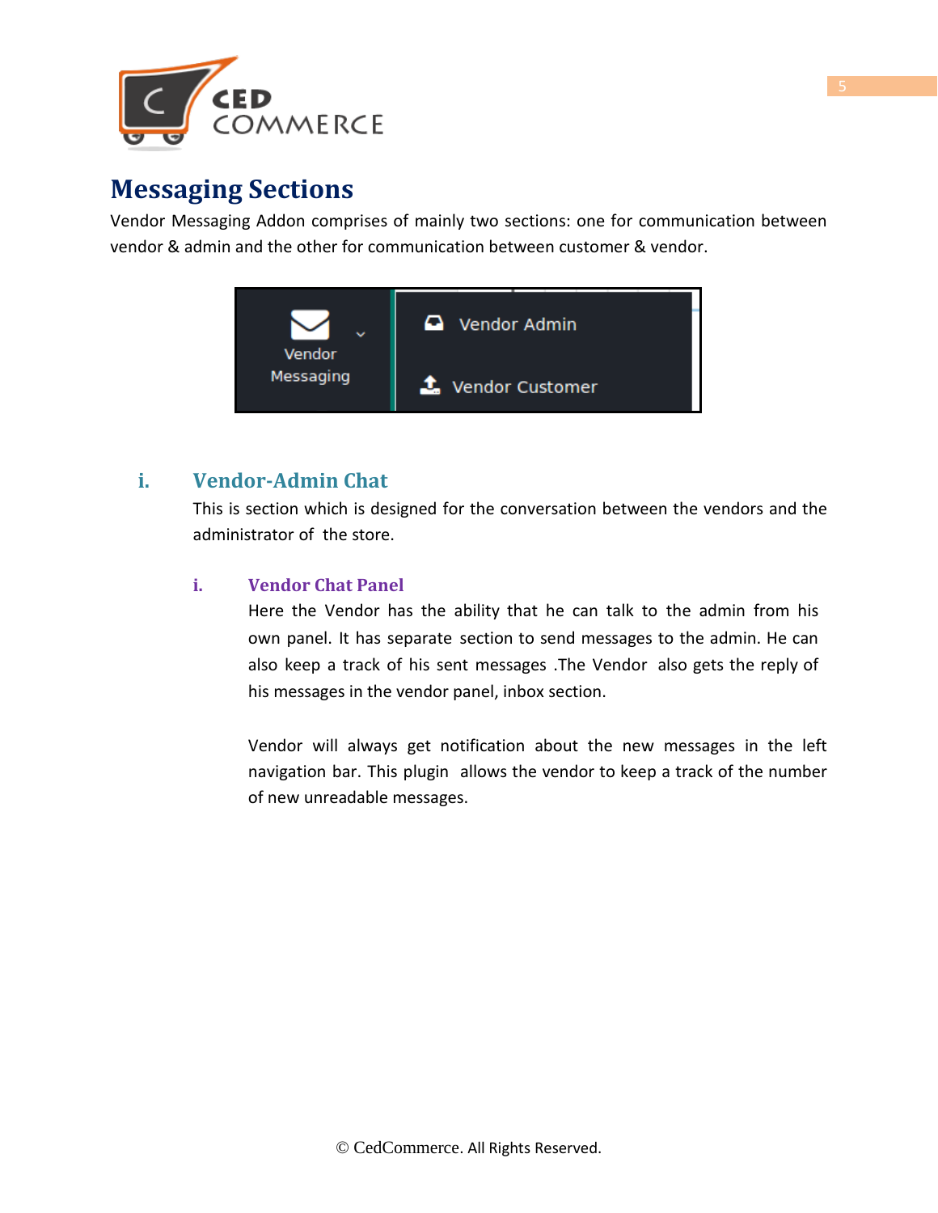# Messaging Sections

Vendor Messaging Addon comprises of mainly two sections: one for communication between vendor & admin and the other for communication between customer & vendor.

## i. Vendor-Admin Chat

This is section which is designed for the conversation between the vendors and the administrator of the store.

### i. Vendor Chat Panel

Here the Vendor has the ability that he can talk to the admin from his own panel. It has separate section to send messages to the admin. He can also keep a track of his sent messages .The Vendor also gets the reply of his messages in the vendor panel, inbox section.

Vendor will always get notification about the new messages in the left navigation bar. This plugin allows the vendor to keep a track of the number of new unreadable messages.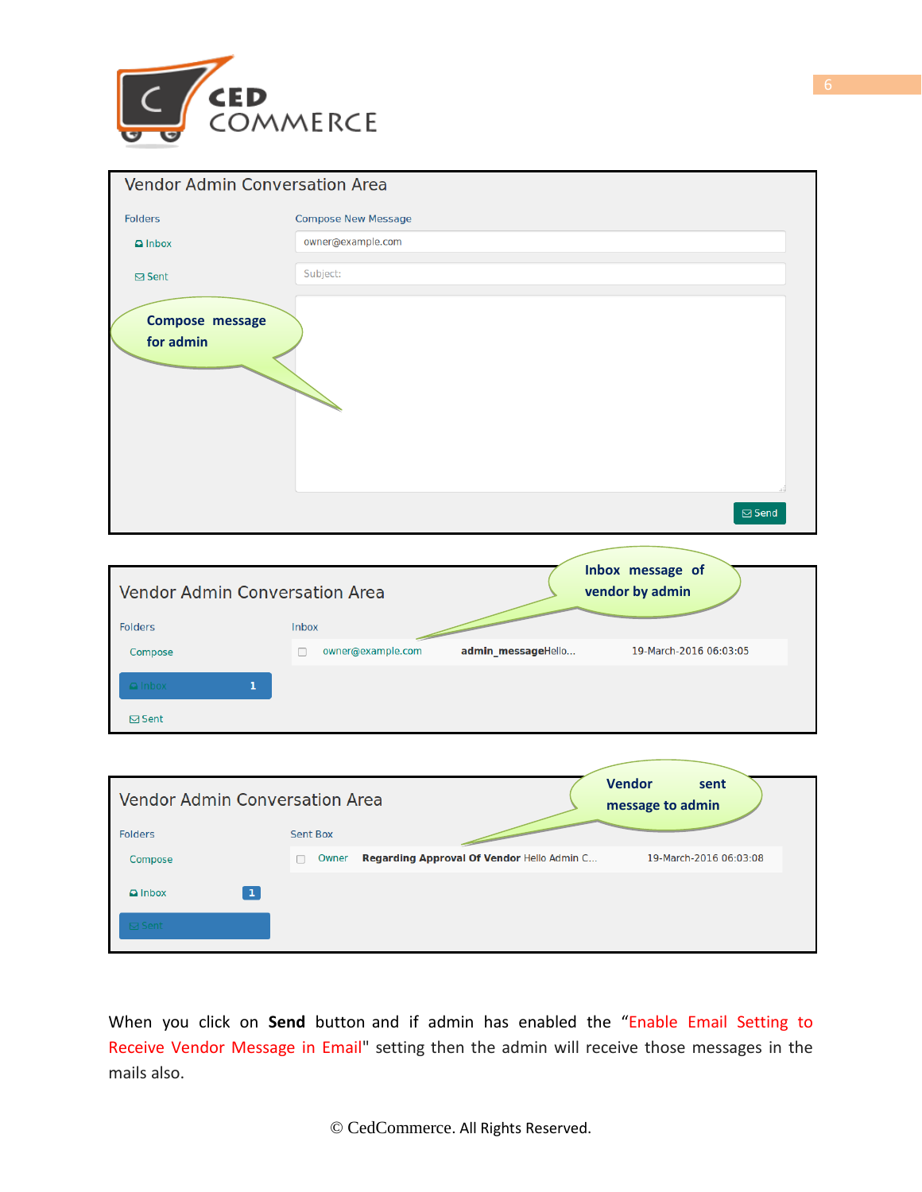Vendor Admin Conversation Area

Folders

- Inbox
- Sent

Compose New Message

owner@example.com

Subject:

Compose message for admin

Send

Vendor Admin Conversation Area

Inbox message of vendor by admin

Folders

- Compose
- Inbox 1
- Sent

Inbox

| | | | |
|---|---|---|---|
| ☐ | owner@example.com | **admin_message**Hello... | 19-March-2016 06:03:05 |

Vendor Admin Conversation Area

Vendor sent message to admin

Folders

- Compose
- Inbox 1
- Sent

Sent Box

| | | | |
|---|---|---|---|
| ☐ | Owner | **Regarding Approval Of Vendor** Hello Admin C... | 19-March-2016 06:03:08 |

When you click on **Send** button and if admin has enabled the "Enable Email Setting to Receive Vendor Message in Email" setting then the admin will receive those messages in the mails also.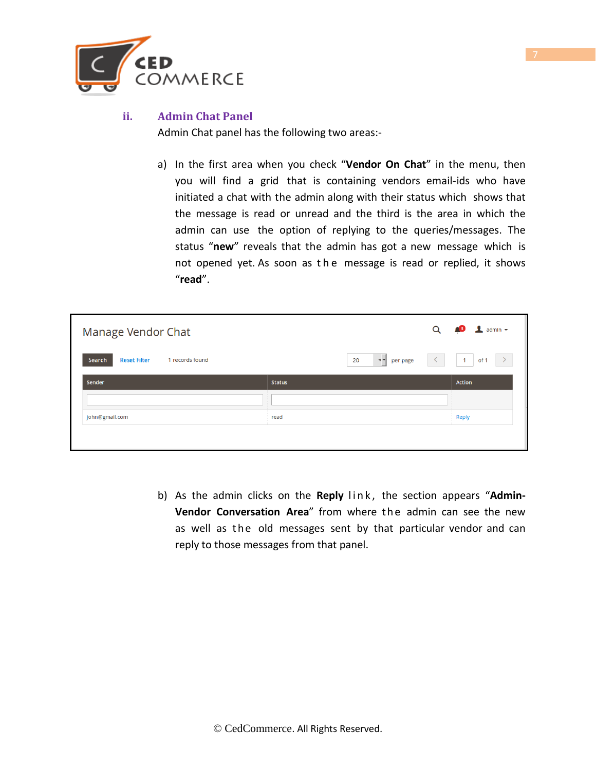### ii. Admin Chat Panel

Admin Chat panel has the following two areas:-

a) In the first area when you check "**Vendor On Chat**" in the menu, then you will find a grid that is containing vendors email-ids who have initiated a chat with the admin along with their status which shows that the message is read or unread and the third is the area in which the admin can use the option of replying to the queries/messages. The status "**new**" reveals that the admin has got a new message which is not opened yet. As soon as the message is read or replied, it shows "**read**".

Manage Vendor Chat

Search | Reset Filter | 1 records found | 20 per page | 1 of 1

| Sender | Status | Action |
|---|---|---|
| | | |
| john@gmail.com | read | Reply |

b) As the admin clicks on the **Reply** link, the section appears "**Admin-Vendor Conversation Area**" from where the admin can see the new as well as the old messages sent by that particular vendor and can reply to those messages from that panel.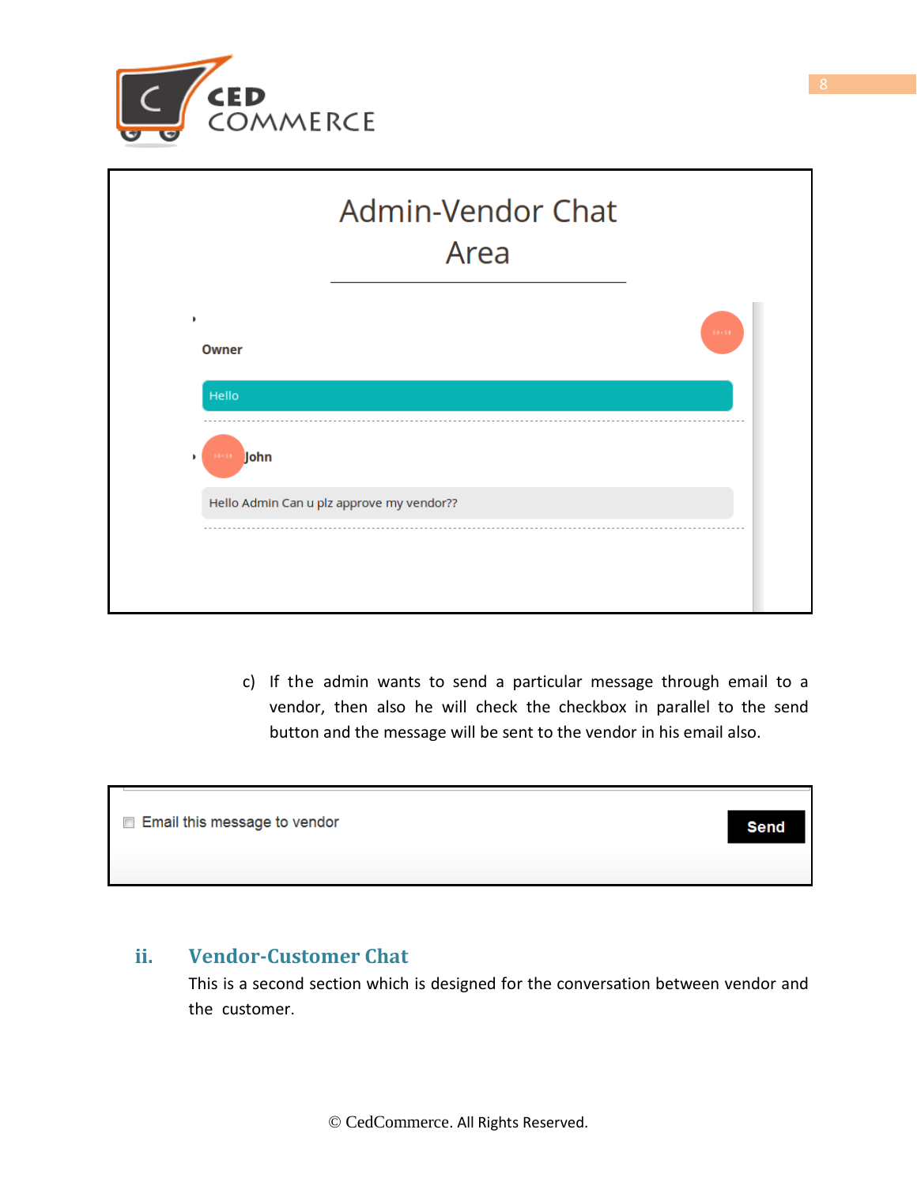Admin-Vendor Chat Area

Owner

Hello

John

Hello Admin Can u plz approve my vendor??

c) If the admin wants to send a particular message through email to a vendor, then also he will check the checkbox in parallel to the send button and the message will be sent to the vendor in his email also.

Email this message to vendor

Send

## ii. Vendor-Customer Chat

This is a second section which is designed for the conversation between vendor and the customer.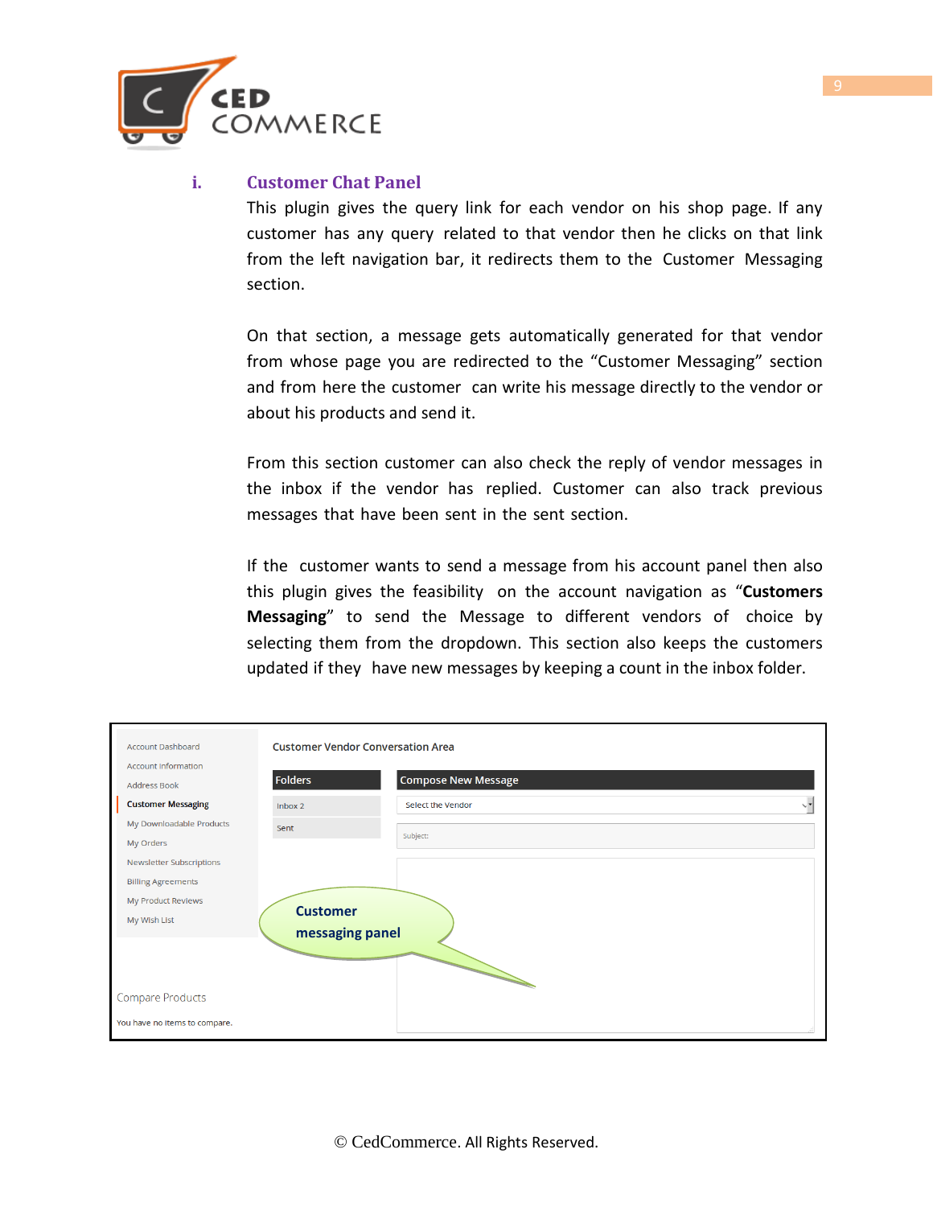### i. Customer Chat Panel

This plugin gives the query link for each vendor on his shop page. If any customer has any query related to that vendor then he clicks on that link from the left navigation bar, it redirects them to the Customer Messaging section.

On that section, a message gets automatically generated for that vendor from whose page you are redirected to the "Customer Messaging" section and from here the customer can write his message directly to the vendor or about his products and send it.

From this section customer can also check the reply of vendor messages in the inbox if the vendor has replied. Customer can also track previous messages that have been sent in the sent section.

If the customer wants to send a message from his account panel then also this plugin gives the feasibility on the account navigation as "**Customers Messaging**" to send the Message to different vendors of choice by selecting them from the dropdown. This section also keeps the customers updated if they have new messages by keeping a count in the inbox folder.

Account Dashboard
Account Information
Address Book
Customer Messaging
My Downloadable Products
My Orders
Newsletter Subscriptions
Billing Agreements
My Product Reviews
My Wish List

Compare Products

You have no items to compare.

Customer Vendor Conversation Area

Folders
Inbox 2
Sent

Compose New Message
Select the Vendor
Subject:

Customer messaging panel

© CedCommerce. All Rights Reserved.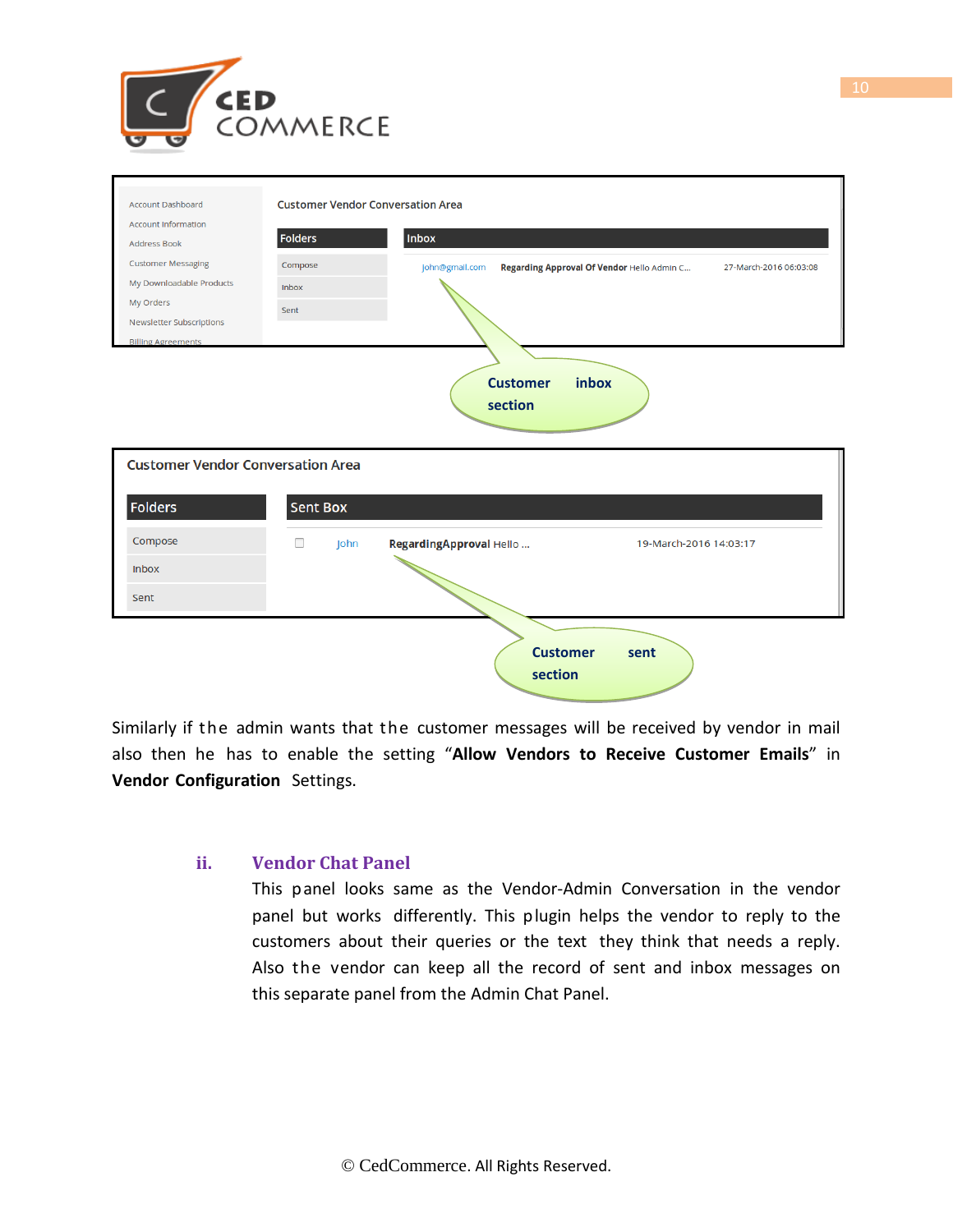Similarly if the admin wants that the customer messages will be received by vendor in mail also then he has to enable the setting "**Allow Vendors to Receive Customer Emails**" in **Vendor Configuration** Settings.

### ii. Vendor Chat Panel

This panel looks same as the Vendor-Admin Conversation in the vendor panel but works differently. This plugin helps the vendor to reply to the customers about their queries or the text they think that needs a reply. Also the vendor can keep all the record of sent and inbox messages on this separate panel from the Admin Chat Panel.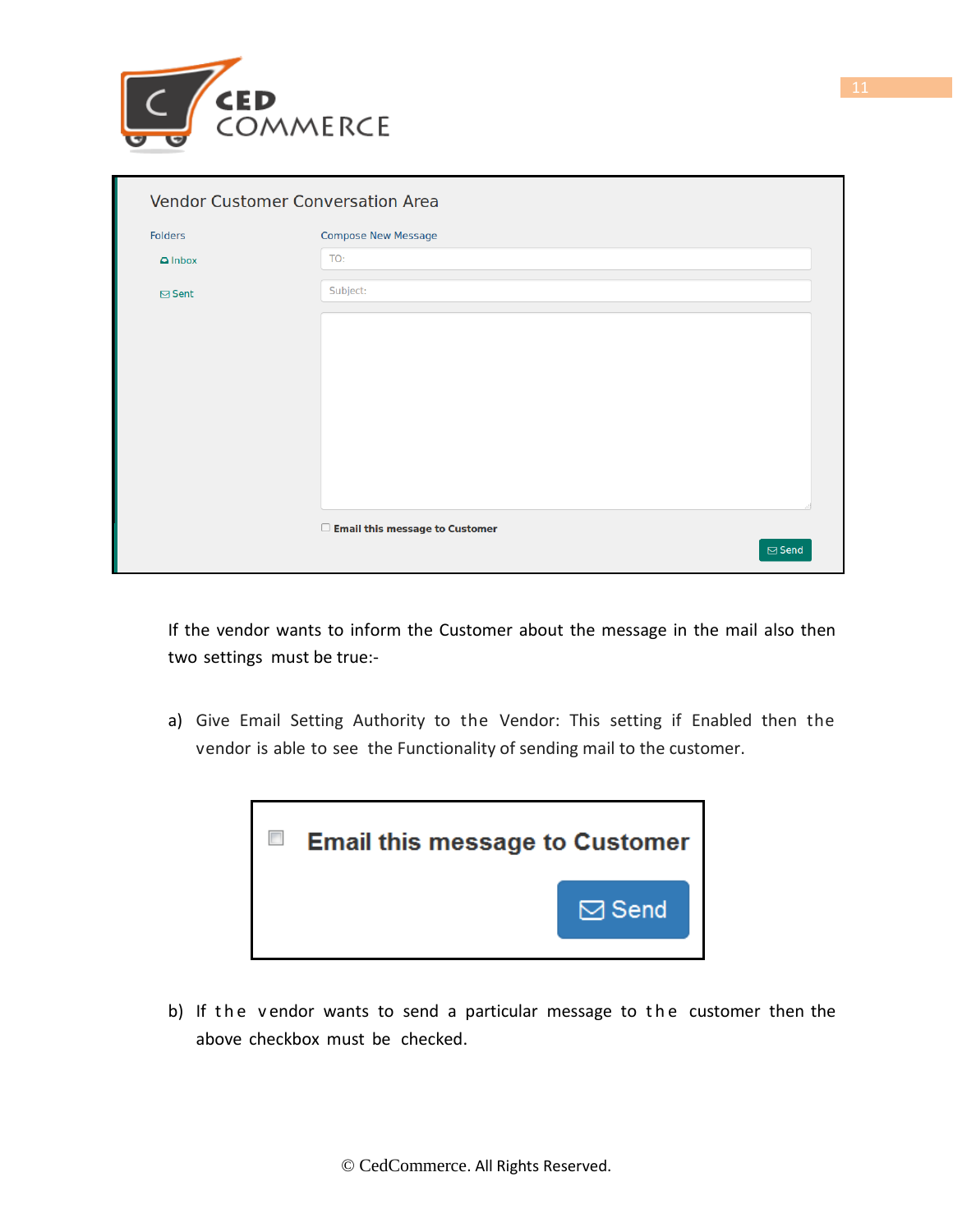If the vendor wants to inform the Customer about the message in the mail also then two settings must be true:-

a) Give Email Setting Authority to the Vendor: This setting if Enabled then the vendor is able to see the Functionality of sending mail to the customer.

b) If the vendor wants to send a particular message to the customer then the above checkbox must be checked.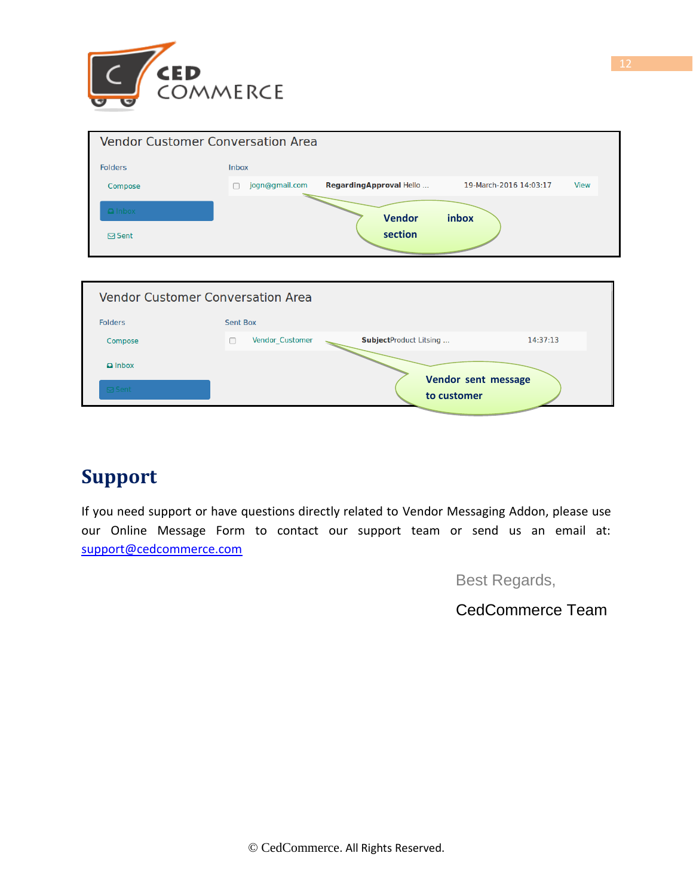Vendor Customer Conversation Area

Folders

Compose

Inbox

Sent

Inbox

jogn@gmail.com RegardingApproval Hello ... 19-March-2016 14:03:17 View

Vendor inbox section

Vendor Customer Conversation Area

Folders

Compose

Inbox

Sent

Sent Box

Vendor_Customer SubjectProduct Litsing ... 14:37:13

Vendor sent message to customer

# Support

If you need support or have questions directly related to Vendor Messaging Addon, please use our Online Message Form to contact our support team or send us an email at: support@cedcommerce.com

Best Regards,

CedCommerce Team

© CedCommerce. All Rights Reserved.